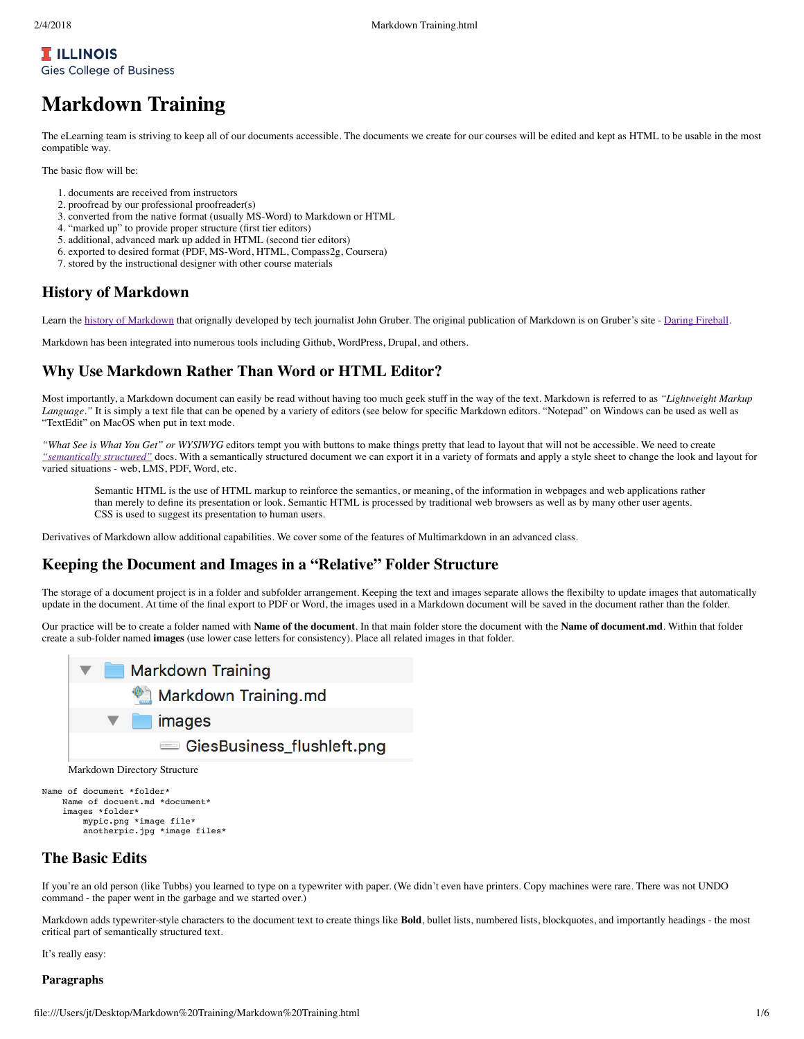ILLINOIS
Gies College of Business

# Markdown Training

The eLearning team is striving to keep all of our documents accessible. The documents we create for our courses will be edited and kept as HTML to be usable in the most compatible way.

The basic flow will be:

1. documents are received from instructors
2. proofread by our professional proofreader(s)
3. converted from the native format (usually MS-Word) to Markdown or HTML
4. "marked up" to provide proper structure (first tier editors)
5. additional, advanced mark up added in HTML (second tier editors)
6. exported to desired format (PDF, MS-Word, HTML, Compass2g, Coursera)
7. stored by the instructional designer with other course materials

## History of Markdown

Learn the history of Markdown that orignally developed by tech journalist John Gruber. The original publication of Markdown is on Gruber's site - Daring Fireball.

Markdown has been integrated into numerous tools including Github, WordPress, Drupal, and others.

## Why Use Markdown Rather Than Word or HTML Editor?

Most importantly, a Markdown document can easily be read without having too much geek stuff in the way of the text. Markdown is referred to as *"Lightweight Markup Language."* It is simply a text file that can be opened by a variety of editors (see below for specific Markdown editors. "Notepad" on Windows can be used as well as "TextEdit" on MacOS when put in text mode.

*"What See is What You Get" or WYSIWYG* editors tempt you with buttons to make things pretty that lead to layout that will not be accessible. We need to create *"semantically structured"* docs. With a semantically structured document we can export it in a variety of formats and apply a style sheet to change the look and layout for varied situations - web, LMS, PDF, Word, etc.

> Semantic HTML is the use of HTML markup to reinforce the semantics, or meaning, of the information in webpages and web applications rather than merely to define its presentation or look. Semantic HTML is processed by traditional web browsers as well as by many other user agents. CSS is used to suggest its presentation to human users.

Derivatives of Markdown allow additional capabilities. We cover some of the features of Multimarkdown in an advanced class.

## Keeping the Document and Images in a "Relative" Folder Structure

The storage of a document project is in a folder and subfolder arrangement. Keeping the text and images separate allows the flexibilty to update images that automatically update in the document. At time of the final export to PDF or Word, the images used in a Markdown document will be saved in the document rather than the folder.

Our practice will be to create a folder named with **Name of the document**. In that main folder store the document with the **Name of document.md**. Within that folder create a sub-folder named **images** (use lower case letters for consistency). Place all related images in that folder.

Markdown Training
Markdown Training.md
images
GiesBusiness_flushleft.png

Markdown Directory Structure

```
Name of document *folder*
    Name of docuent.md *document*
    images *folder*
        mypic.png *image file*
        anotherpic.jpg *image files*
```

## The Basic Edits

If you're an old person (like Tubbs) you learned to type on a typewriter with paper. (We didn't even have printers. Copy machines were rare. There was not UNDO command - the paper went in the garbage and we started over.)

Markdown adds typewriter-style characters to the document text to create things like **Bold**, bullet lists, numbered lists, blockquotes, and importantly headings - the most critical part of semantically structured text.

It's really easy:

### Paragraphs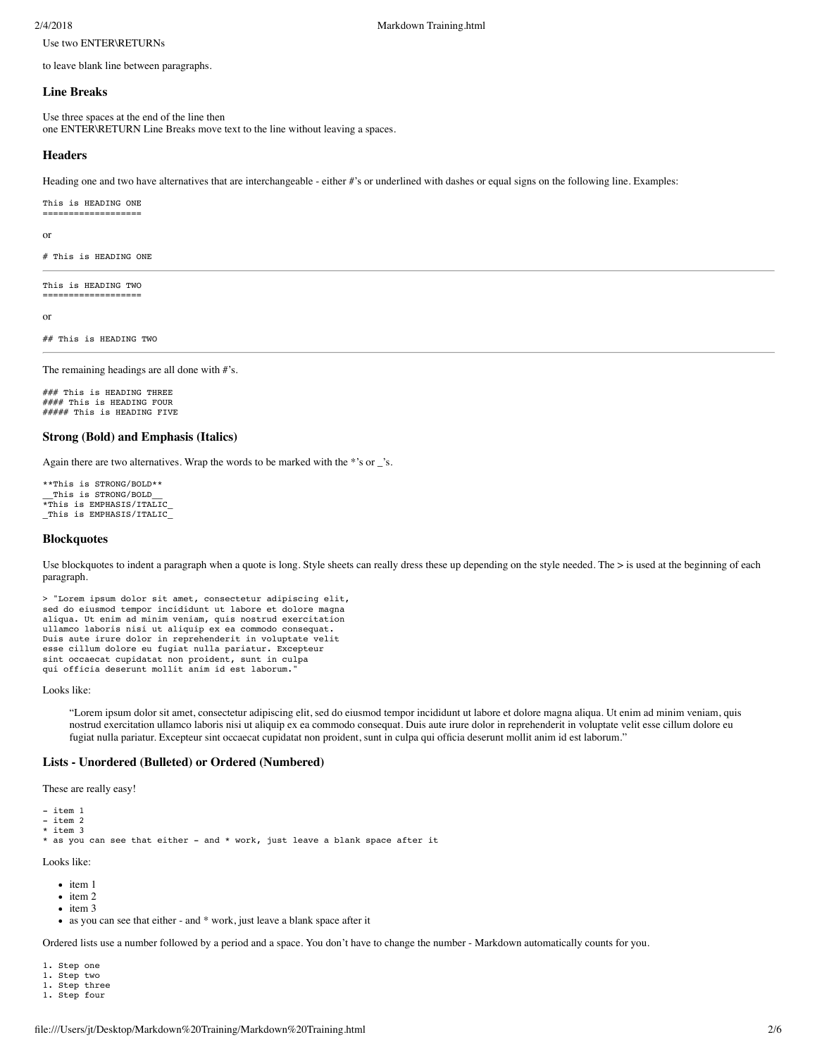Use two ENTER\RETURNs

to leave blank line between paragraphs.

### Line Breaks

Use three spaces at the end of the line then  
one ENTER\RETURN Line Breaks move text to the line without leaving a spaces.

### Headers

Heading one and two have alternatives that are interchangeable - either #'s or underlined with dashes or equal signs on the following line. Examples:

```
This is HEADING ONE
===================
```

or

```
# This is HEADING ONE
```

---

```
This is HEADING TWO
===================
```

or

```
## This is HEADING TWO
```

---

The remaining headings are all done with #'s.

```
### This is HEADING THREE
#### This is HEADING FOUR
##### This is HEADING FIVE
```

### Strong (Bold) and Emphasis (Italics)

Again there are two alternatives. Wrap the words to be marked with the *'s or _'s.

```
**This is STRONG/BOLD**
__This is STRONG/BOLD__
*This is EMPHASIS/ITALIC_
_This is EMPHASIS/ITALIC_
```

### Blockquotes

Use blockquotes to indent a paragraph when a quote is long. Style sheets can really dress these up depending on the style needed. The **>** is used at the beginning of each paragraph.

```
> "Lorem ipsum dolor sit amet, consectetur adipiscing elit,
sed do eiusmod tempor incididunt ut labore et dolore magna
aliqua. Ut enim ad minim veniam, quis nostrud exercitation
ullamco laboris nisi ut aliquip ex ea commodo consequat.
Duis aute irure dolor in reprehenderit in voluptate velit
esse cillum dolore eu fugiat nulla pariatur. Excepteur
sint occaecat cupidatat non proident, sunt in culpa
qui officia deserunt mollit anim id est laborum."
```

Looks like:

> "Lorem ipsum dolor sit amet, consectetur adipiscing elit, sed do eiusmod tempor incididunt ut labore et dolore magna aliqua. Ut enim ad minim veniam, quis nostrud exercitation ullamco laboris nisi ut aliquip ex ea commodo consequat. Duis aute irure dolor in reprehenderit in voluptate velit esse cillum dolore eu fugiat nulla pariatur. Excepteur sint occaecat cupidatat non proident, sunt in culpa qui officia deserunt mollit anim id est laborum."

### Lists - Unordered (Bulleted) or Ordered (Numbered)

These are really easy!

```
- item 1
- item 2
* item 3
* as you can see that either - and * work, just leave a blank space after it
```

Looks like:

- item 1
- item 2
- item 3
- as you can see that either - and * work, just leave a blank space after it

Ordered lists use a number followed by a period and a space. You don't have to change the number - Markdown automatically counts for you.

```
1. Step one
1. Step two
1. Step three
1. Step four
```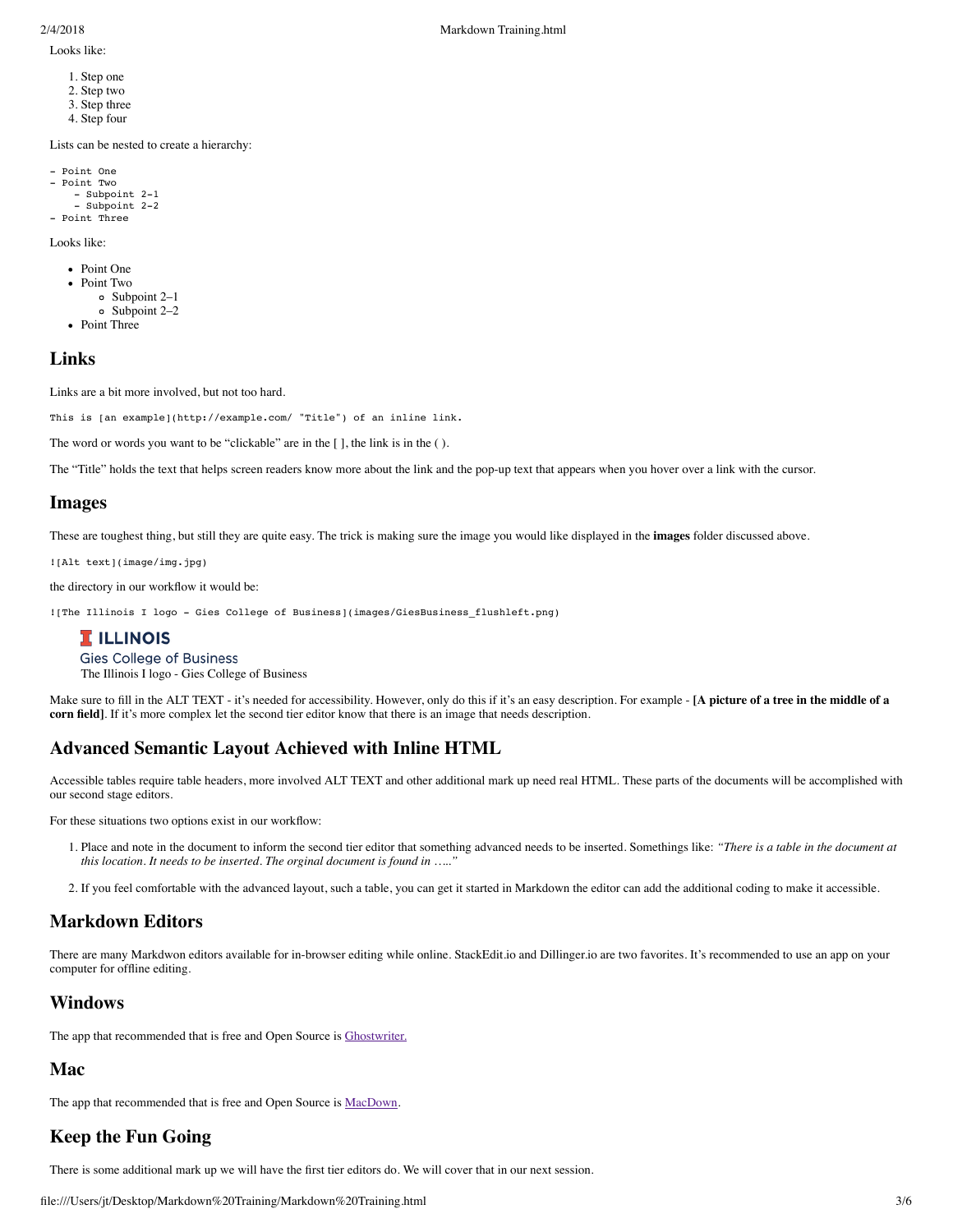Looks like:

1. Step one
2. Step two
3. Step three
4. Step four

Lists can be nested to create a hierarchy:

```
- Point One
- Point Two
    - Subpoint 2-1
    - Subpoint 2-2
- Point Three
```

Looks like:

- Point One
- Point Two
    - Subpoint 2–1
    - Subpoint 2–2
- Point Three

## Links

Links are a bit more involved, but not too hard.

```
This is [an example](http://example.com/ "Title") of an inline link.
```

The word or words you want to be "clickable" are in the [ ], the link is in the ( ).

The "Title" holds the text that helps screen readers know more about the link and the pop-up text that appears when you hover over a link with the cursor.

## Images

These are toughest thing, but still they are quite easy. The trick is making sure the image you would like displayed in the **images** folder discussed above.

```
![Alt text](image/img.jpg)
```

the directory in our workflow it would be:

```
![The Illinois I logo - Gies College of Business](images/GiesBusiness_flushleft.png)
```

I ILLINOIS
Gies College of Business
The Illinois I logo - Gies College of Business

Make sure to fill in the ALT TEXT - it's needed for accessibility. However, only do this if it's an easy description. For example - **[A picture of a tree in the middle of a corn field]**. If it's more complex let the second tier editor know that there is an image that needs description.

## Advanced Semantic Layout Achieved with Inline HTML

Accessible tables require table headers, more involved ALT TEXT and other additional mark up need real HTML. These parts of the documents will be accomplished with our second stage editors.

For these situations two options exist in our workflow:

1. Place and note in the document to inform the second tier editor that something advanced needs to be inserted. Somethings like: *"There is a table in the document at this location. It needs to be inserted. The orginal document is found in ….."*

2. If you feel comfortable with the advanced layout, such a table, you can get it started in Markdown the editor can add the additional coding to make it accessible.

## Markdown Editors

There are many Markdwon editors available for in-browser editing while online. StackEdit.io and Dillinger.io are two favorites. It's recommended to use an app on your computer for offline editing.

## Windows

The app that recommended that is free and Open Source is [Ghostwriter.]

## Mac

The app that recommended that is free and Open Source is [MacDown].

## Keep the Fun Going

There is some additional mark up we will have the first tier editors do. We will cover that in our next session.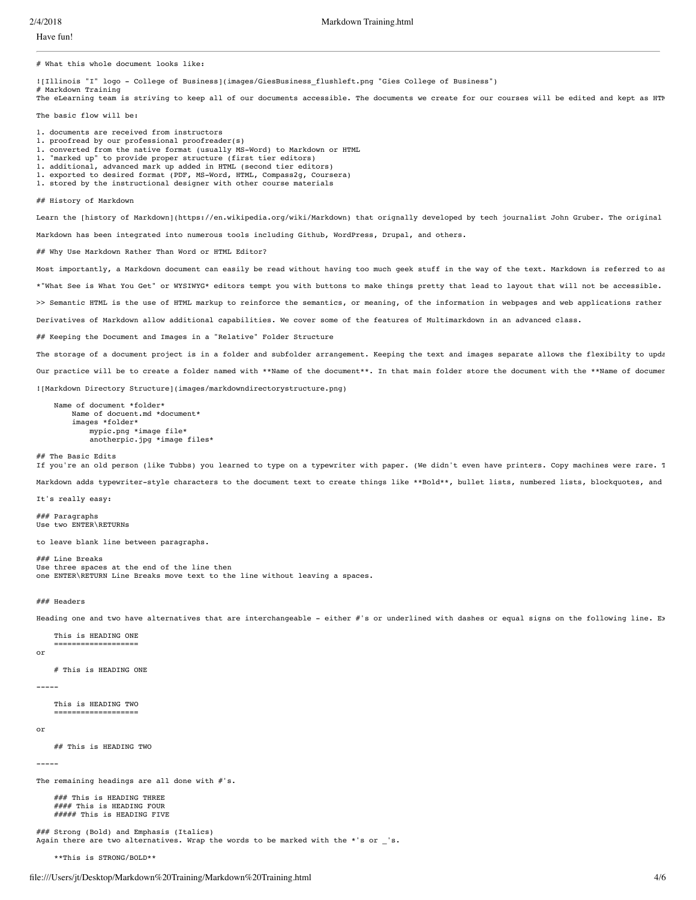Have fun!

---

```
# What this whole document looks like:

![Illinois "I" logo - College of Business](images/GiesBusiness_flushleft.png "Gies College of Business")
# Markdown Training
The eLearning team is striving to keep all of our documents accessible. The documents we create for our courses will be edited and kept as HTM

The basic flow will be:

1. documents are received from instructors
1. proofread by our professional proofreader(s)
1. converted from the native format (usually MS-Word) to Markdown or HTML
1. "marked up" to provide proper structure (first tier editors)
1. additional, advanced mark up added in HTML (second tier editors)
1. exported to desired format (PDF, MS-Word, HTML, Compass2g, Coursera)
1. stored by the instructional designer with other course materials

## History of Markdown

Learn the [history of Markdown](https://en.wikipedia.org/wiki/Markdown) that orignally developed by tech journalist John Gruber. The original

Markdown has been integrated into numerous tools including Github, WordPress, Drupal, and others.

## Why Use Markdown Rather Than Word or HTML Editor?

Most importantly, a Markdown document can easily be read without having too much geek stuff in the way of the text. Markdown is referred to as

*"What See is What You Get" or WYSIWYG* editors tempt you with buttons to make things pretty that lead to layout that will not be accessible.

>> Semantic HTML is the use of HTML markup to reinforce the semantics, or meaning, of the information in webpages and web applications rather

Derivatives of Markdown allow additional capabilities. We cover some of the features of Multimarkdown in an advanced class.

## Keeping the Document and Images in a "Relative" Folder Structure

The storage of a document project is in a folder and subfolder arrangement. Keeping the text and images separate allows the flexibilty to upda

Our practice will be to create a folder named with **Name of the document**. In that main folder store the document with the **Name of documen

![Markdown Directory Structure](images/markdowndirectorystructure.png)

    Name of document *folder*
        Name of docuent.md *document*
        images *folder*
            mypic.png *image file*
            anotherpic.jpg *image files*

## The Basic Edits
If you're an old person (like Tubbs) you learned to type on a typewriter with paper. (We didn't even have printers. Copy machines were rare. T

Markdown adds typewriter-style characters to the document text to create things like **Bold**, bullet lists, numbered lists, blockquotes, and

It's really easy:

### Paragraphs
Use two ENTER\RETURNs

to leave blank line between paragraphs.

### Line Breaks
Use three spaces at the end of the line then
one ENTER\RETURN Line Breaks move text to the line without leaving a spaces.


### Headers

Heading one and two have alternatives that are interchangeable - either #'s or underlined with dashes or equal signs on the following line. Ex

    This is HEADING ONE
    ===================
or

    # This is HEADING ONE

-----

    This is HEADING TWO
    ===================

or

    ## This is HEADING TWO

-----

The remaining headings are all done with #'s.

    ### This is HEADING THREE
    #### This is HEADING FOUR
    ##### This is HEADING FIVE

### Strong (Bold) and Emphasis (Italics)
Again there are two alternatives. Wrap the words to be marked with the *'s or _'s.

    **This is STRONG/BOLD**
```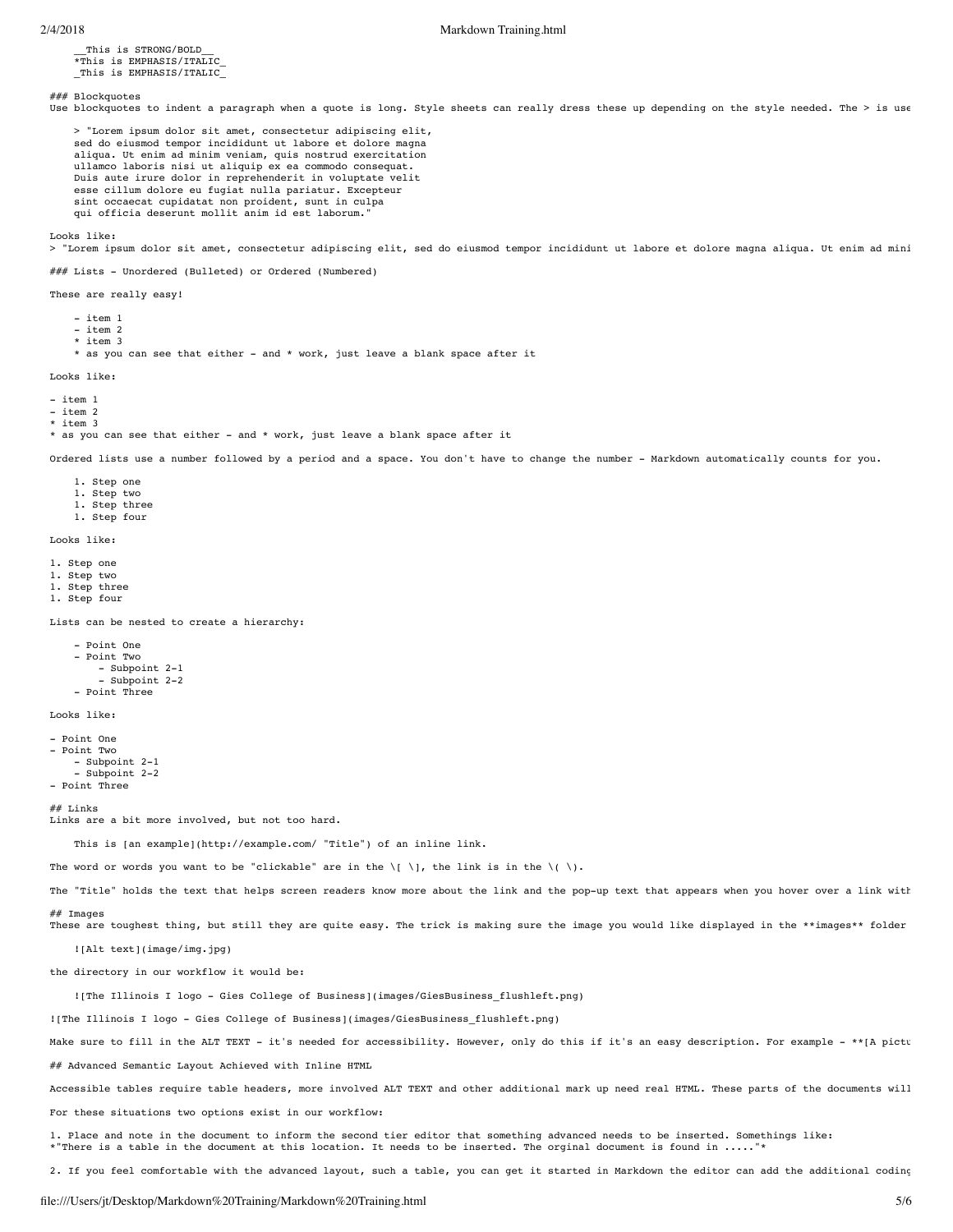```
__This is STRONG/BOLD__
*This is EMPHASIS/ITALIC_
_This is EMPHASIS/ITALIC_
```

### Blockquotes
Use blockquotes to indent a paragraph when a quote is long. Style sheets can really dress these up depending on the style needed. The > is use

```
> "Lorem ipsum dolor sit amet, consectetur adipiscing elit,
sed do eiusmod tempor incididunt ut labore et dolore magna
aliqua. Ut enim ad minim veniam, quis nostrud exercitation
ullamco laboris nisi ut aliquip ex ea commodo consequat.
Duis aute irure dolor in reprehenderit in voluptate velit
esse cillum dolore eu fugiat nulla pariatur. Excepteur
sint occaecat cupidatat non proident, sunt in culpa
qui officia deserunt mollit anim id est laborum."
```

Looks like:
> "Lorem ipsum dolor sit amet, consectetur adipiscing elit, sed do eiusmod tempor incididunt ut labore et dolore magna aliqua. Ut enim ad mini

### Lists - Unordered (Bulleted) or Ordered (Numbered)

These are really easy!

```
- item 1
- item 2
* item 3
* as you can see that either - and * work, just leave a blank space after it
```

Looks like:

- item 1
- item 2
* item 3
* as you can see that either - and * work, just leave a blank space after it

Ordered lists use a number followed by a period and a space. You don't have to change the number - Markdown automatically counts for you.

```
1. Step one
1. Step two
1. Step three
1. Step four
```

Looks like:

1. Step one
1. Step two
1. Step three
1. Step four

Lists can be nested to create a hierarchy:

```
- Point One
- Point Two
    - Subpoint 2-1
    - Subpoint 2-2
- Point Three
```

Looks like:

- Point One
- Point Two
    - Subpoint 2-1
    - Subpoint 2-2
- Point Three

## Links
Links are a bit more involved, but not too hard.

```
This is [an example](http://example.com/ "Title") of an inline link.
```

The word or words you want to be "clickable" are in the \[ \], the link is in the \( \).

The "Title" holds the text that helps screen readers know more about the link and the pop-up text that appears when you hover over a link with

## Images
These are toughest thing, but still they are quite easy. The trick is making sure the image you would like displayed in the **images** folder

```
![Alt text](image/img.jpg)
```

the directory in our workflow it would be:

```
![The Illinois I logo - Gies College of Business](images/GiesBusiness_flushleft.png)
```

![The Illinois I logo - Gies College of Business](images/GiesBusiness_flushleft.png)

Make sure to fill in the ALT TEXT - it's needed for accessibility. However, only do this if it's an easy description. For example - **[A pictu

## Advanced Semantic Layout Achieved with Inline HTML

Accessible tables require table headers, more involved ALT TEXT and other additional mark up need real HTML. These parts of the documents will

For these situations two options exist in our workflow:

1. Place and note in the document to inform the second tier editor that something advanced needs to be inserted. Somethings like:
*"There is a table in the document at this location. It needs to be inserted. The orginal document is found in ....."*

2. If you feel comfortable with the advanced layout, such a table, you can get it started in Markdown the editor can add the additional coding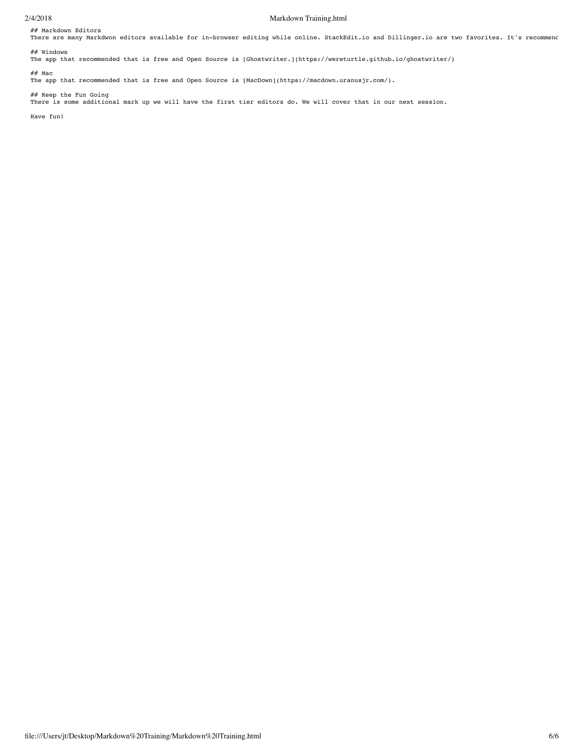## Markdown Editors
There are many Markdwon editors available for in-browser editing while online. StackEdit.io and Dillinger.io are two favorites. It's recommend

## Windows
The app that recommended that is free and Open Source is [Ghostwriter.](https://wereturtle.github.io/ghostwriter/)

## Mac
The app that recommended that is free and Open Source is [MacDown](https://macdown.uranusjr.com/).

## Keep the Fun Going
There is some additional mark up we will have the first tier editors do. We will cover that in our next session.

Have fun!